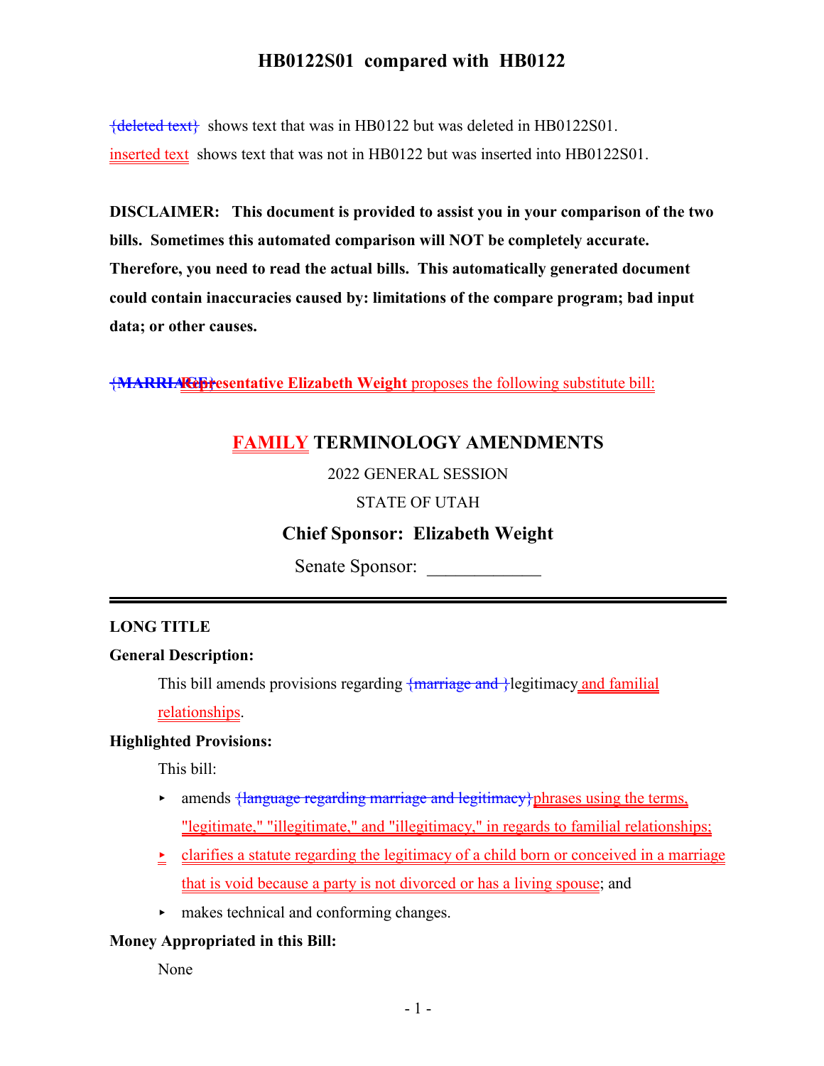# HB0122S01 compared with HB0122

{deleted text} shows text that was in HB0122 but was deleted in HB0122S01.

inserted text shows text that was not in HB0122 but was inserted into HB0122S01.

**DISCLAIMER: This document is provided to assist you in your comparison of the two bills. Sometimes this automated comparison will NOT be completely accurate. Therefore, you need to read the actual bills. This automatically generated document could contain inaccuracies caused by: limitations of the compare program; bad input data; or other causes.**

{**MARRIAGE**}**Representative Elizabeth Weight** proposes the following substitute bill:

## FAMILY TERMINOLOGY AMENDMENTS

2022 GENERAL SESSION

STATE OF UTAH

**Chief Sponsor: Elizabeth Weight**

Senate Sponsor: ____________

---

**LONG TITLE**

**General Description:**

This bill amends provisions regarding {marriage and }legitimacy and familial relationships.

**Highlighted Provisions:**

This bill:

- amends {language regarding marriage and legitimacy}phrases using the terms, "legitimate," "illegitimate," and "illegitimacy," in regards to familial relationships;
- clarifies a statute regarding the legitimacy of a child born or conceived in a marriage that is void because a party is not divorced or has a living spouse; and
- makes technical and conforming changes.

**Money Appropriated in this Bill:**

None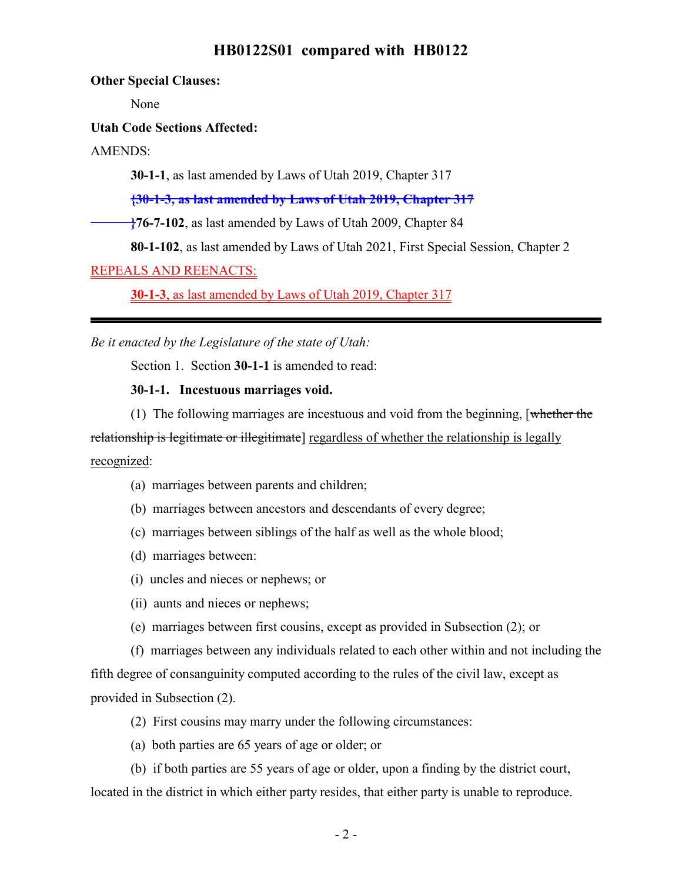**Other Special Clauses:**

None

**Utah Code Sections Affected:**

AMENDS:

**30-1-1**, as last amended by Laws of Utah 2019, Chapter 317

~~{30-1-3, as last amended by Laws of Utah 2019, Chapter 317~~

~~}~~**76-7-102**, as last amended by Laws of Utah 2009, Chapter 84

**80-1-102**, as last amended by Laws of Utah 2021, First Special Session, Chapter 2

REPEALS AND REENACTS:

**30-1-3**, as last amended by Laws of Utah 2019, Chapter 317

---

*Be it enacted by the Legislature of the state of Utah:*

Section 1. Section **30-1-1** is amended to read:

**30-1-1. Incestuous marriages void.**

(1) The following marriages are incestuous and void from the beginning, [~~whether the relationship is legitimate or illegitimate~~] regardless of whether the relationship is legally recognized:

(a) marriages between parents and children;

(b) marriages between ancestors and descendants of every degree;

(c) marriages between siblings of the half as well as the whole blood;

(d) marriages between:

(i) uncles and nieces or nephews; or

(ii) aunts and nieces or nephews;

(e) marriages between first cousins, except as provided in Subsection (2); or

(f) marriages between any individuals related to each other within and not including the fifth degree of consanguinity computed according to the rules of the civil law, except as provided in Subsection (2).

(2) First cousins may marry under the following circumstances:

(a) both parties are 65 years of age or older; or

(b) if both parties are 55 years of age or older, upon a finding by the district court, located in the district in which either party resides, that either party is unable to reproduce.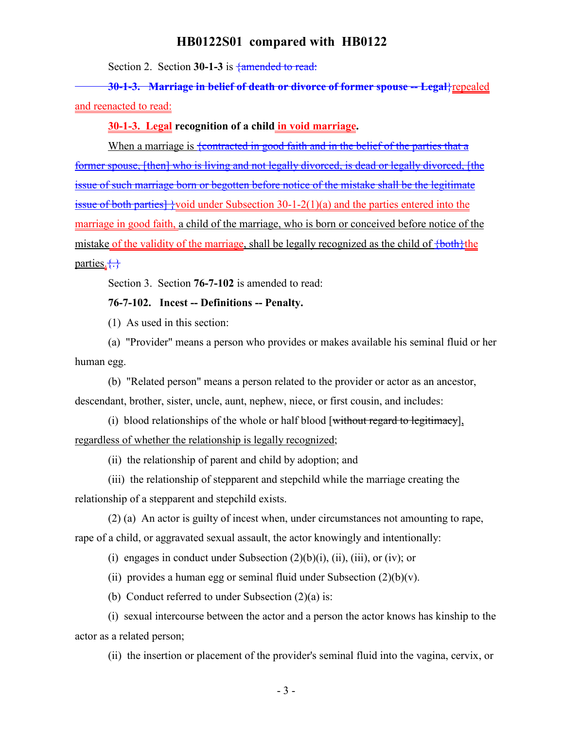Section 2. Section **30-1-3** is ~~{amended to read:~~

~~**30-1-3. Marriage in belief of death or divorce of former spouse -- Legal**}~~repealed and reenacted to read:

**30-1-3. Legal recognition of a child in void marriage.**

When a marriage is ~~{contracted in good faith and in the belief of the parties that a former spouse, [then] who is living and not legally divorced, is dead or legally divorced, [the issue of such marriage born or begotten before notice of the mistake shall be the legitimate issue of both parties] }~~void under Subsection 30-1-2(1)(a) and the parties entered into the marriage in good faith, a child of the marriage, who is born or conceived before notice of the mistake of the validity of the marriage, shall be legally recognized as the child of ~~{both}~~the parties.~~{.}~~

Section 3. Section **76-7-102** is amended to read:

**76-7-102. Incest -- Definitions -- Penalty.**

(1) As used in this section:

(a) "Provider" means a person who provides or makes available his seminal fluid or her human egg.

(b) "Related person" means a person related to the provider or actor as an ancestor, descendant, brother, sister, uncle, aunt, nephew, niece, or first cousin, and includes:

(i) blood relationships of the whole or half blood [~~without regard to legitimacy~~], regardless of whether the relationship is legally recognized;

(ii) the relationship of parent and child by adoption; and

(iii) the relationship of stepparent and stepchild while the marriage creating the relationship of a stepparent and stepchild exists.

(2) (a) An actor is guilty of incest when, under circumstances not amounting to rape, rape of a child, or aggravated sexual assault, the actor knowingly and intentionally:

(i) engages in conduct under Subsection (2)(b)(i), (ii), (iii), or (iv); or

(ii) provides a human egg or seminal fluid under Subsection (2)(b)(v).

(b) Conduct referred to under Subsection (2)(a) is:

(i) sexual intercourse between the actor and a person the actor knows has kinship to the actor as a related person;

(ii) the insertion or placement of the provider's seminal fluid into the vagina, cervix, or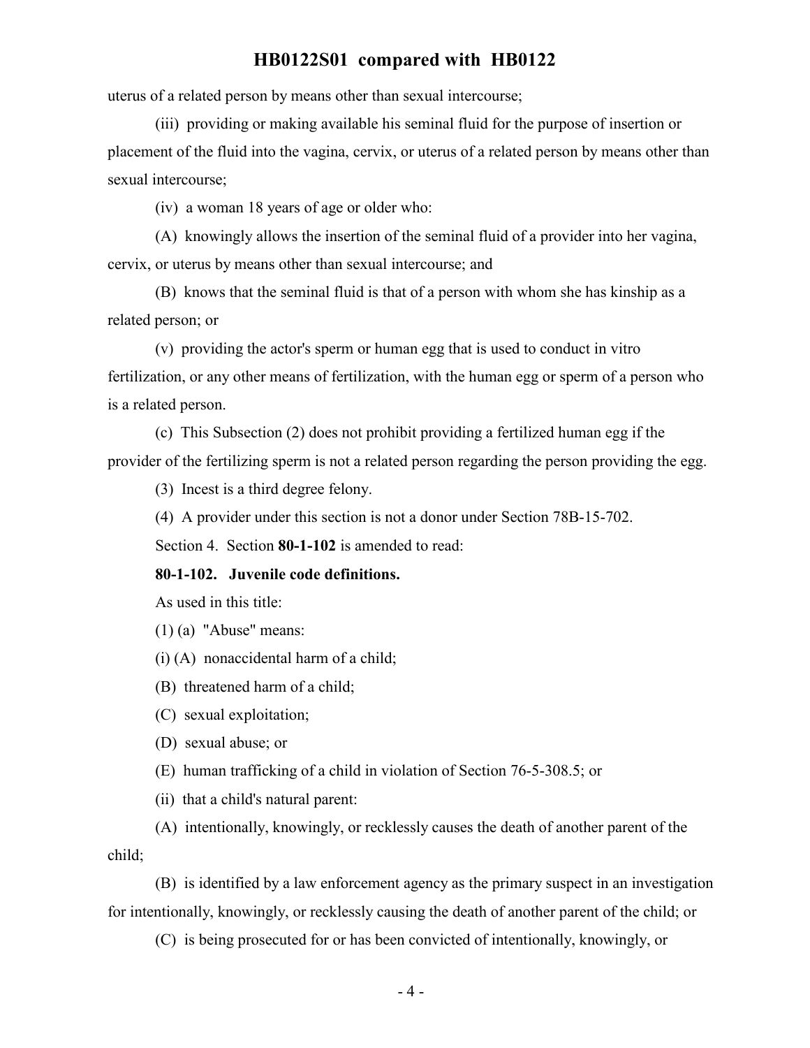uterus of a related person by means other than sexual intercourse;

(iii) providing or making available his seminal fluid for the purpose of insertion or placement of the fluid into the vagina, cervix, or uterus of a related person by means other than sexual intercourse;

(iv) a woman 18 years of age or older who:

(A) knowingly allows the insertion of the seminal fluid of a provider into her vagina, cervix, or uterus by means other than sexual intercourse; and

(B) knows that the seminal fluid is that of a person with whom she has kinship as a related person; or

(v) providing the actor's sperm or human egg that is used to conduct in vitro fertilization, or any other means of fertilization, with the human egg or sperm of a person who is a related person.

(c) This Subsection (2) does not prohibit providing a fertilized human egg if the provider of the fertilizing sperm is not a related person regarding the person providing the egg.

(3) Incest is a third degree felony.

(4) A provider under this section is not a donor under Section 78B-15-702.

Section 4. Section **80-1-102** is amended to read:

**80-1-102. Juvenile code definitions.**

As used in this title:

(1) (a) "Abuse" means:

(i) (A) nonaccidental harm of a child;

(B) threatened harm of a child;

(C) sexual exploitation;

(D) sexual abuse; or

(E) human trafficking of a child in violation of Section 76-5-308.5; or

(ii) that a child's natural parent:

(A) intentionally, knowingly, or recklessly causes the death of another parent of the child;

(B) is identified by a law enforcement agency as the primary suspect in an investigation for intentionally, knowingly, or recklessly causing the death of another parent of the child; or

(C) is being prosecuted for or has been convicted of intentionally, knowingly, or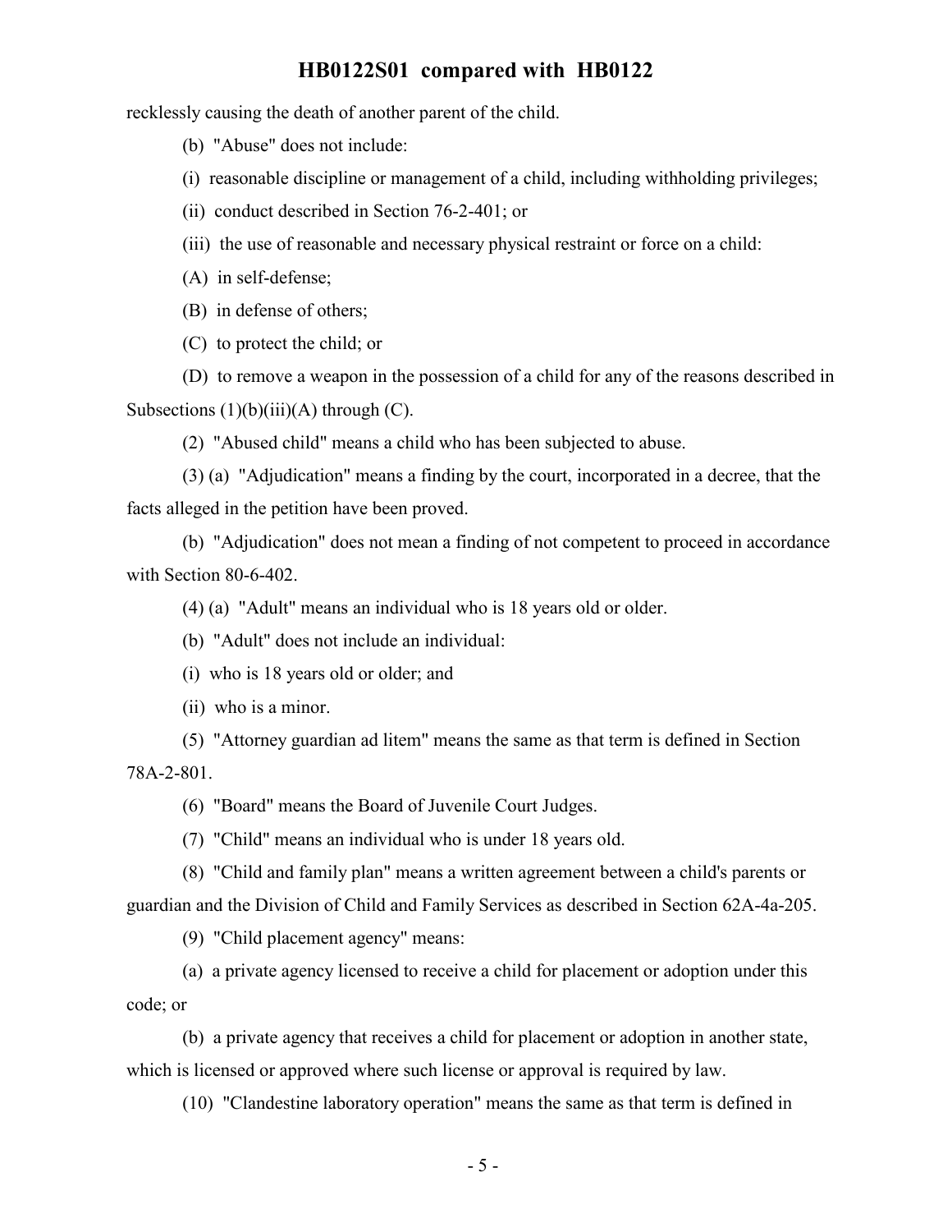recklessly causing the death of another parent of the child.

(b) "Abuse" does not include:

(i) reasonable discipline or management of a child, including withholding privileges;

(ii) conduct described in Section 76-2-401; or

(iii) the use of reasonable and necessary physical restraint or force on a child:

(A) in self-defense;

(B) in defense of others;

(C) to protect the child; or

(D) to remove a weapon in the possession of a child for any of the reasons described in Subsections (1)(b)(iii)(A) through (C).

(2) "Abused child" means a child who has been subjected to abuse.

(3) (a) "Adjudication" means a finding by the court, incorporated in a decree, that the facts alleged in the petition have been proved.

(b) "Adjudication" does not mean a finding of not competent to proceed in accordance with Section 80-6-402.

(4) (a) "Adult" means an individual who is 18 years old or older.

(b) "Adult" does not include an individual:

(i) who is 18 years old or older; and

(ii) who is a minor.

(5) "Attorney guardian ad litem" means the same as that term is defined in Section 78A-2-801.

(6) "Board" means the Board of Juvenile Court Judges.

(7) "Child" means an individual who is under 18 years old.

(8) "Child and family plan" means a written agreement between a child's parents or guardian and the Division of Child and Family Services as described in Section 62A-4a-205.

(9) "Child placement agency" means:

(a) a private agency licensed to receive a child for placement or adoption under this code; or

(b) a private agency that receives a child for placement or adoption in another state, which is licensed or approved where such license or approval is required by law.

(10) "Clandestine laboratory operation" means the same as that term is defined in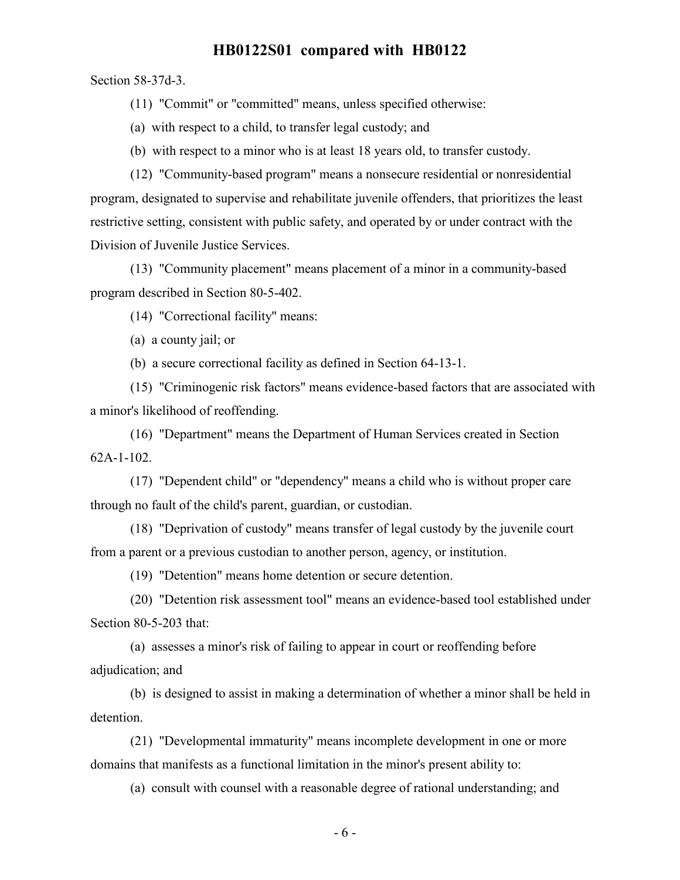Section 58-37d-3.

(11) "Commit" or "committed" means, unless specified otherwise:

(a) with respect to a child, to transfer legal custody; and

(b) with respect to a minor who is at least 18 years old, to transfer custody.

(12) "Community-based program" means a nonsecure residential or nonresidential program, designated to supervise and rehabilitate juvenile offenders, that prioritizes the least restrictive setting, consistent with public safety, and operated by or under contract with the Division of Juvenile Justice Services.

(13) "Community placement" means placement of a minor in a community-based program described in Section 80-5-402.

(14) "Correctional facility" means:

(a) a county jail; or

(b) a secure correctional facility as defined in Section 64-13-1.

(15) "Criminogenic risk factors" means evidence-based factors that are associated with a minor's likelihood of reoffending.

(16) "Department" means the Department of Human Services created in Section 62A-1-102.

(17) "Dependent child" or "dependency" means a child who is without proper care through no fault of the child's parent, guardian, or custodian.

(18) "Deprivation of custody" means transfer of legal custody by the juvenile court from a parent or a previous custodian to another person, agency, or institution.

(19) "Detention" means home detention or secure detention.

(20) "Detention risk assessment tool" means an evidence-based tool established under Section 80-5-203 that:

(a) assesses a minor's risk of failing to appear in court or reoffending before adjudication; and

(b) is designed to assist in making a determination of whether a minor shall be held in detention.

(21) "Developmental immaturity" means incomplete development in one or more domains that manifests as a functional limitation in the minor's present ability to:

(a) consult with counsel with a reasonable degree of rational understanding; and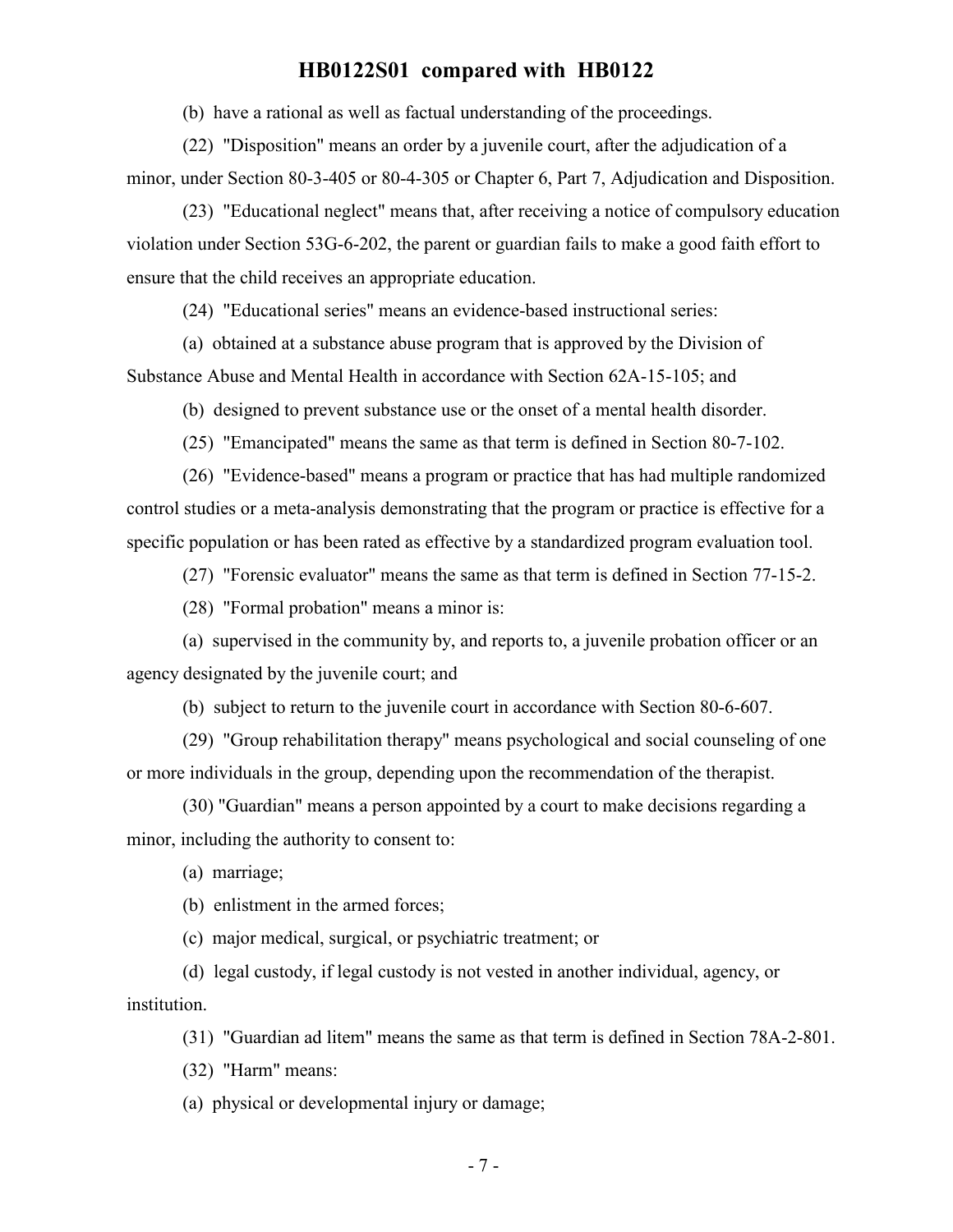(b) have a rational as well as factual understanding of the proceedings.

(22) "Disposition" means an order by a juvenile court, after the adjudication of a minor, under Section 80-3-405 or 80-4-305 or Chapter 6, Part 7, Adjudication and Disposition.

(23) "Educational neglect" means that, after receiving a notice of compulsory education violation under Section 53G-6-202, the parent or guardian fails to make a good faith effort to ensure that the child receives an appropriate education.

(24) "Educational series" means an evidence-based instructional series:

(a) obtained at a substance abuse program that is approved by the Division of Substance Abuse and Mental Health in accordance with Section 62A-15-105; and

(b) designed to prevent substance use or the onset of a mental health disorder.

(25) "Emancipated" means the same as that term is defined in Section 80-7-102.

(26) "Evidence-based" means a program or practice that has had multiple randomized control studies or a meta-analysis demonstrating that the program or practice is effective for a specific population or has been rated as effective by a standardized program evaluation tool.

(27) "Forensic evaluator" means the same as that term is defined in Section 77-15-2.

(28) "Formal probation" means a minor is:

(a) supervised in the community by, and reports to, a juvenile probation officer or an agency designated by the juvenile court; and

(b) subject to return to the juvenile court in accordance with Section 80-6-607.

(29) "Group rehabilitation therapy" means psychological and social counseling of one or more individuals in the group, depending upon the recommendation of the therapist.

(30) "Guardian" means a person appointed by a court to make decisions regarding a minor, including the authority to consent to:

(a) marriage;

(b) enlistment in the armed forces;

(c) major medical, surgical, or psychiatric treatment; or

(d) legal custody, if legal custody is not vested in another individual, agency, or institution.

(31) "Guardian ad litem" means the same as that term is defined in Section 78A-2-801.

(32) "Harm" means:

(a) physical or developmental injury or damage;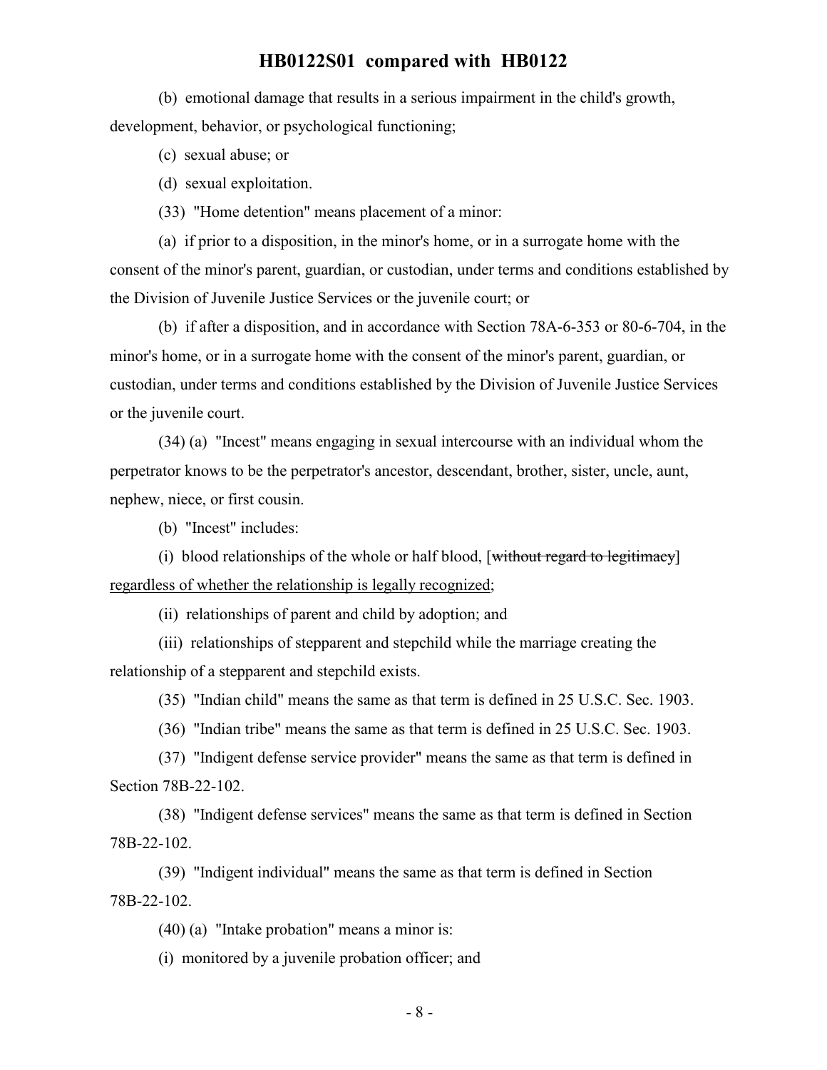(b) emotional damage that results in a serious impairment in the child's growth, development, behavior, or psychological functioning;

(c) sexual abuse; or

(d) sexual exploitation.

(33) "Home detention" means placement of a minor:

(a) if prior to a disposition, in the minor's home, or in a surrogate home with the consent of the minor's parent, guardian, or custodian, under terms and conditions established by the Division of Juvenile Justice Services or the juvenile court; or

(b) if after a disposition, and in accordance with Section 78A-6-353 or 80-6-704, in the minor's home, or in a surrogate home with the consent of the minor's parent, guardian, or custodian, under terms and conditions established by the Division of Juvenile Justice Services or the juvenile court.

(34) (a) "Incest" means engaging in sexual intercourse with an individual whom the perpetrator knows to be the perpetrator's ancestor, descendant, brother, sister, uncle, aunt, nephew, niece, or first cousin.

(b) "Incest" includes:

(i) blood relationships of the whole or half blood, [~~without regard to legitimacy~~] <u>regardless of whether the relationship is legally recognized</u>;

(ii) relationships of parent and child by adoption; and

(iii) relationships of stepparent and stepchild while the marriage creating the relationship of a stepparent and stepchild exists.

(35) "Indian child" means the same as that term is defined in 25 U.S.C. Sec. 1903.

(36) "Indian tribe" means the same as that term is defined in 25 U.S.C. Sec. 1903.

(37) "Indigent defense service provider" means the same as that term is defined in Section 78B-22-102.

(38) "Indigent defense services" means the same as that term is defined in Section 78B-22-102.

(39) "Indigent individual" means the same as that term is defined in Section 78B-22-102.

(40) (a) "Intake probation" means a minor is:

(i) monitored by a juvenile probation officer; and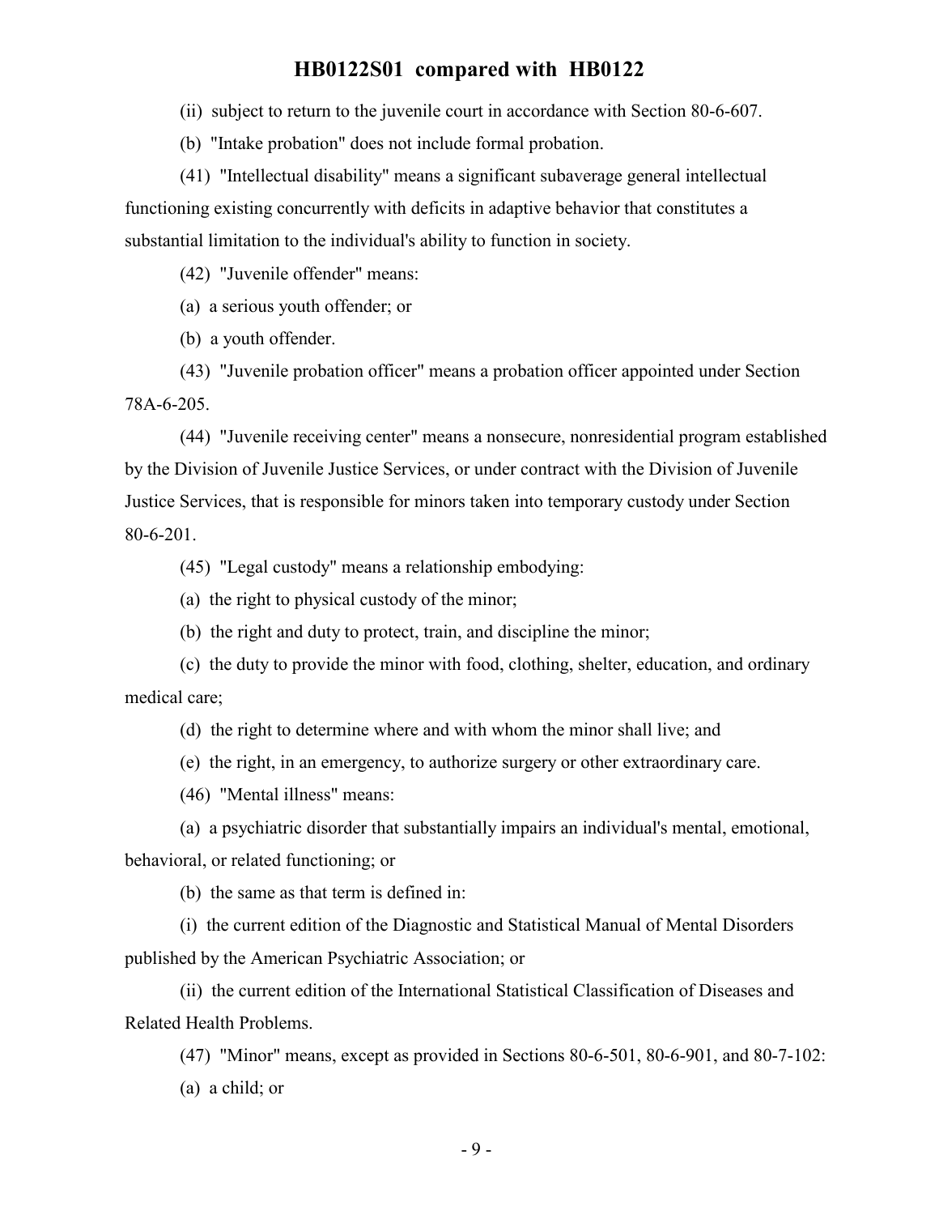(ii) subject to return to the juvenile court in accordance with Section 80-6-607.

(b) "Intake probation" does not include formal probation.

(41) "Intellectual disability" means a significant subaverage general intellectual functioning existing concurrently with deficits in adaptive behavior that constitutes a substantial limitation to the individual's ability to function in society.

(42) "Juvenile offender" means:

(a) a serious youth offender; or

(b) a youth offender.

(43) "Juvenile probation officer" means a probation officer appointed under Section 78A-6-205.

(44) "Juvenile receiving center" means a nonsecure, nonresidential program established by the Division of Juvenile Justice Services, or under contract with the Division of Juvenile Justice Services, that is responsible for minors taken into temporary custody under Section 80-6-201.

(45) "Legal custody" means a relationship embodying:

(a) the right to physical custody of the minor;

(b) the right and duty to protect, train, and discipline the minor;

(c) the duty to provide the minor with food, clothing, shelter, education, and ordinary medical care;

(d) the right to determine where and with whom the minor shall live; and

(e) the right, in an emergency, to authorize surgery or other extraordinary care.

(46) "Mental illness" means:

(a) a psychiatric disorder that substantially impairs an individual's mental, emotional, behavioral, or related functioning; or

(b) the same as that term is defined in:

(i) the current edition of the Diagnostic and Statistical Manual of Mental Disorders published by the American Psychiatric Association; or

(ii) the current edition of the International Statistical Classification of Diseases and Related Health Problems.

(47) "Minor" means, except as provided in Sections 80-6-501, 80-6-901, and 80-7-102:

(a) a child; or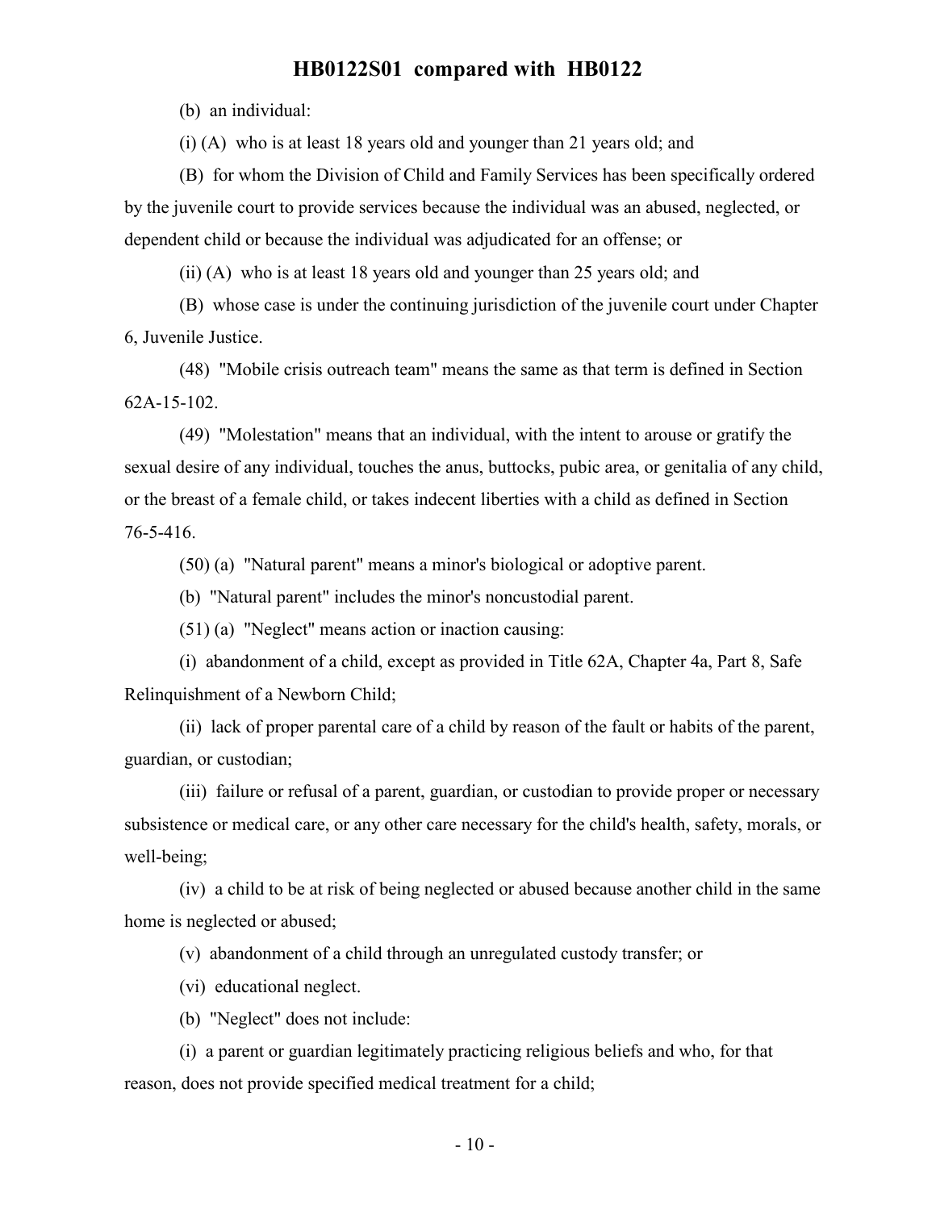(b) an individual:

(i) (A) who is at least 18 years old and younger than 21 years old; and

(B) for whom the Division of Child and Family Services has been specifically ordered by the juvenile court to provide services because the individual was an abused, neglected, or dependent child or because the individual was adjudicated for an offense; or

(ii) (A) who is at least 18 years old and younger than 25 years old; and

(B) whose case is under the continuing jurisdiction of the juvenile court under Chapter 6, Juvenile Justice.

(48) "Mobile crisis outreach team" means the same as that term is defined in Section 62A-15-102.

(49) "Molestation" means that an individual, with the intent to arouse or gratify the sexual desire of any individual, touches the anus, buttocks, pubic area, or genitalia of any child, or the breast of a female child, or takes indecent liberties with a child as defined in Section 76-5-416.

(50) (a) "Natural parent" means a minor's biological or adoptive parent.

(b) "Natural parent" includes the minor's noncustodial parent.

(51) (a) "Neglect" means action or inaction causing:

(i) abandonment of a child, except as provided in Title 62A, Chapter 4a, Part 8, Safe Relinquishment of a Newborn Child;

(ii) lack of proper parental care of a child by reason of the fault or habits of the parent, guardian, or custodian;

(iii) failure or refusal of a parent, guardian, or custodian to provide proper or necessary subsistence or medical care, or any other care necessary for the child's health, safety, morals, or well-being;

(iv) a child to be at risk of being neglected or abused because another child in the same home is neglected or abused;

(v) abandonment of a child through an unregulated custody transfer; or

(vi) educational neglect.

(b) "Neglect" does not include:

(i) a parent or guardian legitimately practicing religious beliefs and who, for that reason, does not provide specified medical treatment for a child;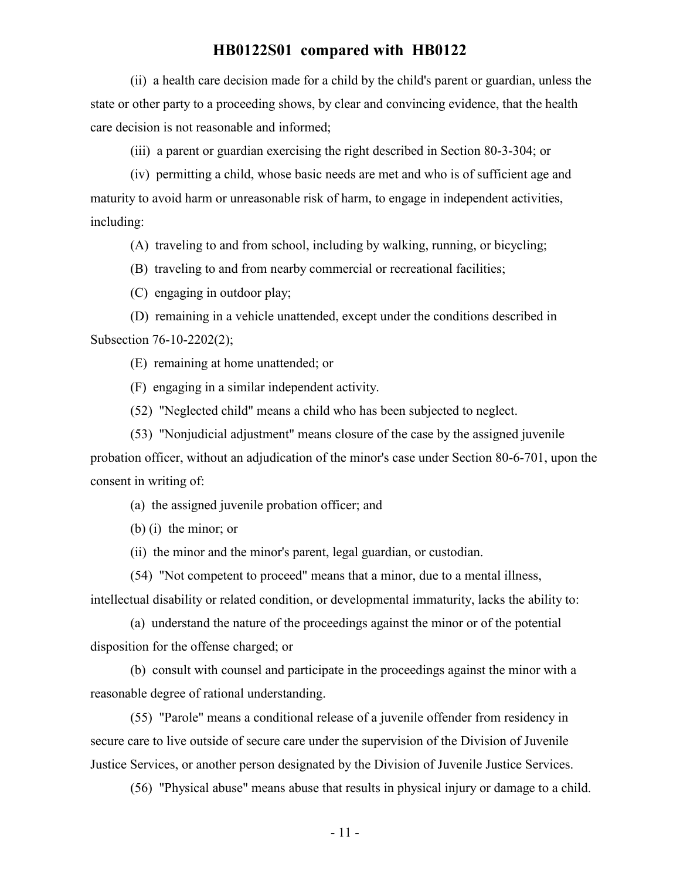(ii) a health care decision made for a child by the child's parent or guardian, unless the state or other party to a proceeding shows, by clear and convincing evidence, that the health care decision is not reasonable and informed;

(iii) a parent or guardian exercising the right described in Section 80-3-304; or

(iv) permitting a child, whose basic needs are met and who is of sufficient age and maturity to avoid harm or unreasonable risk of harm, to engage in independent activities, including:

(A) traveling to and from school, including by walking, running, or bicycling;

(B) traveling to and from nearby commercial or recreational facilities;

(C) engaging in outdoor play;

(D) remaining in a vehicle unattended, except under the conditions described in Subsection 76-10-2202(2);

(E) remaining at home unattended; or

(F) engaging in a similar independent activity.

(52) "Neglected child" means a child who has been subjected to neglect.

(53) "Nonjudicial adjustment" means closure of the case by the assigned juvenile probation officer, without an adjudication of the minor's case under Section 80-6-701, upon the consent in writing of:

(a) the assigned juvenile probation officer; and

(b) (i) the minor; or

(ii) the minor and the minor's parent, legal guardian, or custodian.

(54) "Not competent to proceed" means that a minor, due to a mental illness, intellectual disability or related condition, or developmental immaturity, lacks the ability to:

(a) understand the nature of the proceedings against the minor or of the potential disposition for the offense charged; or

(b) consult with counsel and participate in the proceedings against the minor with a reasonable degree of rational understanding.

(55) "Parole" means a conditional release of a juvenile offender from residency in secure care to live outside of secure care under the supervision of the Division of Juvenile Justice Services, or another person designated by the Division of Juvenile Justice Services.

(56) "Physical abuse" means abuse that results in physical injury or damage to a child.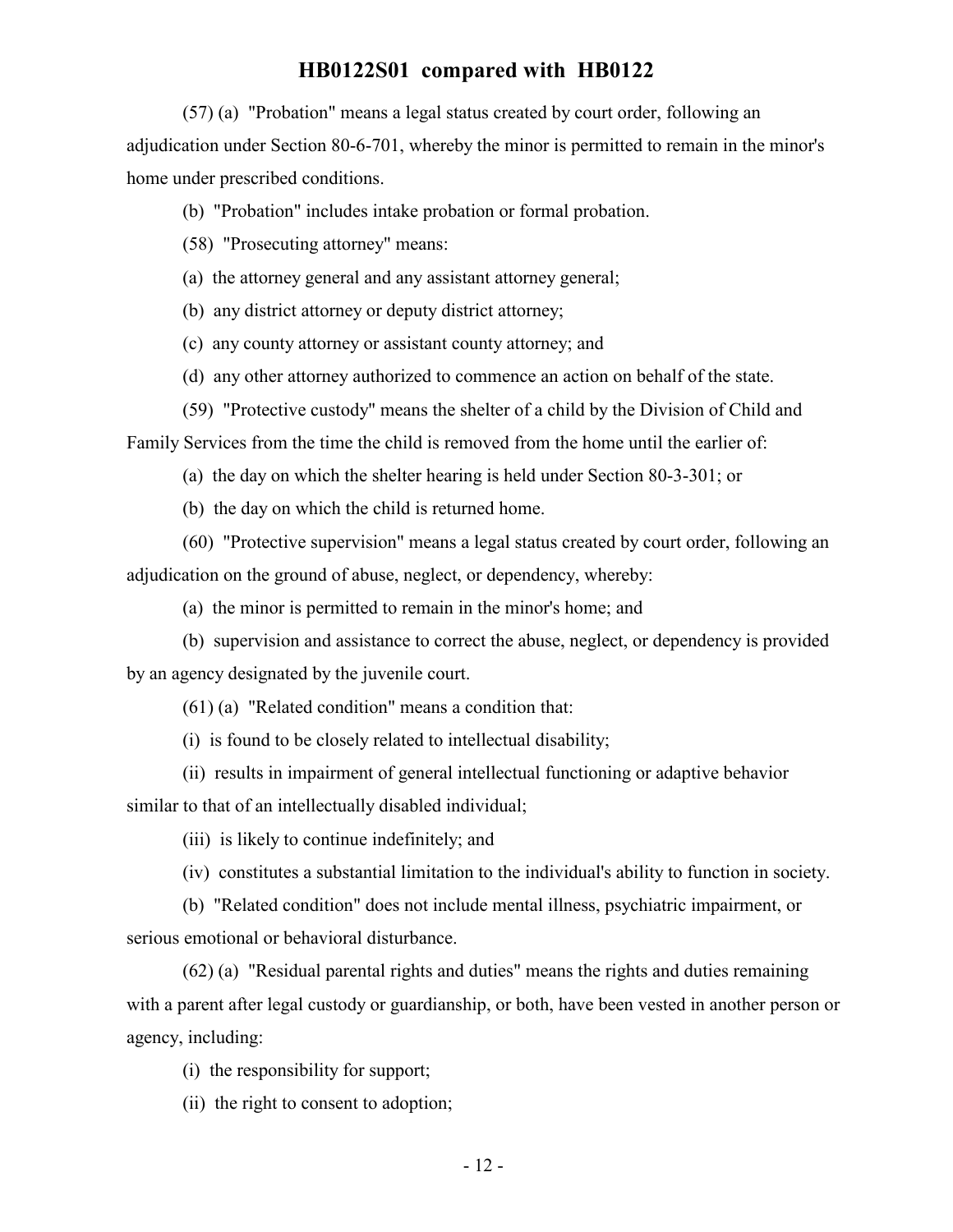(57) (a) "Probation" means a legal status created by court order, following an adjudication under Section 80-6-701, whereby the minor is permitted to remain in the minor's home under prescribed conditions.

(b) "Probation" includes intake probation or formal probation.

(58) "Prosecuting attorney" means:

(a) the attorney general and any assistant attorney general;

(b) any district attorney or deputy district attorney;

(c) any county attorney or assistant county attorney; and

(d) any other attorney authorized to commence an action on behalf of the state.

(59) "Protective custody" means the shelter of a child by the Division of Child and Family Services from the time the child is removed from the home until the earlier of:

(a) the day on which the shelter hearing is held under Section 80-3-301; or

(b) the day on which the child is returned home.

(60) "Protective supervision" means a legal status created by court order, following an adjudication on the ground of abuse, neglect, or dependency, whereby:

(a) the minor is permitted to remain in the minor's home; and

(b) supervision and assistance to correct the abuse, neglect, or dependency is provided by an agency designated by the juvenile court.

(61) (a) "Related condition" means a condition that:

(i) is found to be closely related to intellectual disability;

(ii) results in impairment of general intellectual functioning or adaptive behavior similar to that of an intellectually disabled individual;

(iii) is likely to continue indefinitely; and

(iv) constitutes a substantial limitation to the individual's ability to function in society.

(b) "Related condition" does not include mental illness, psychiatric impairment, or serious emotional or behavioral disturbance.

(62) (a) "Residual parental rights and duties" means the rights and duties remaining with a parent after legal custody or guardianship, or both, have been vested in another person or agency, including:

(i) the responsibility for support;

(ii) the right to consent to adoption;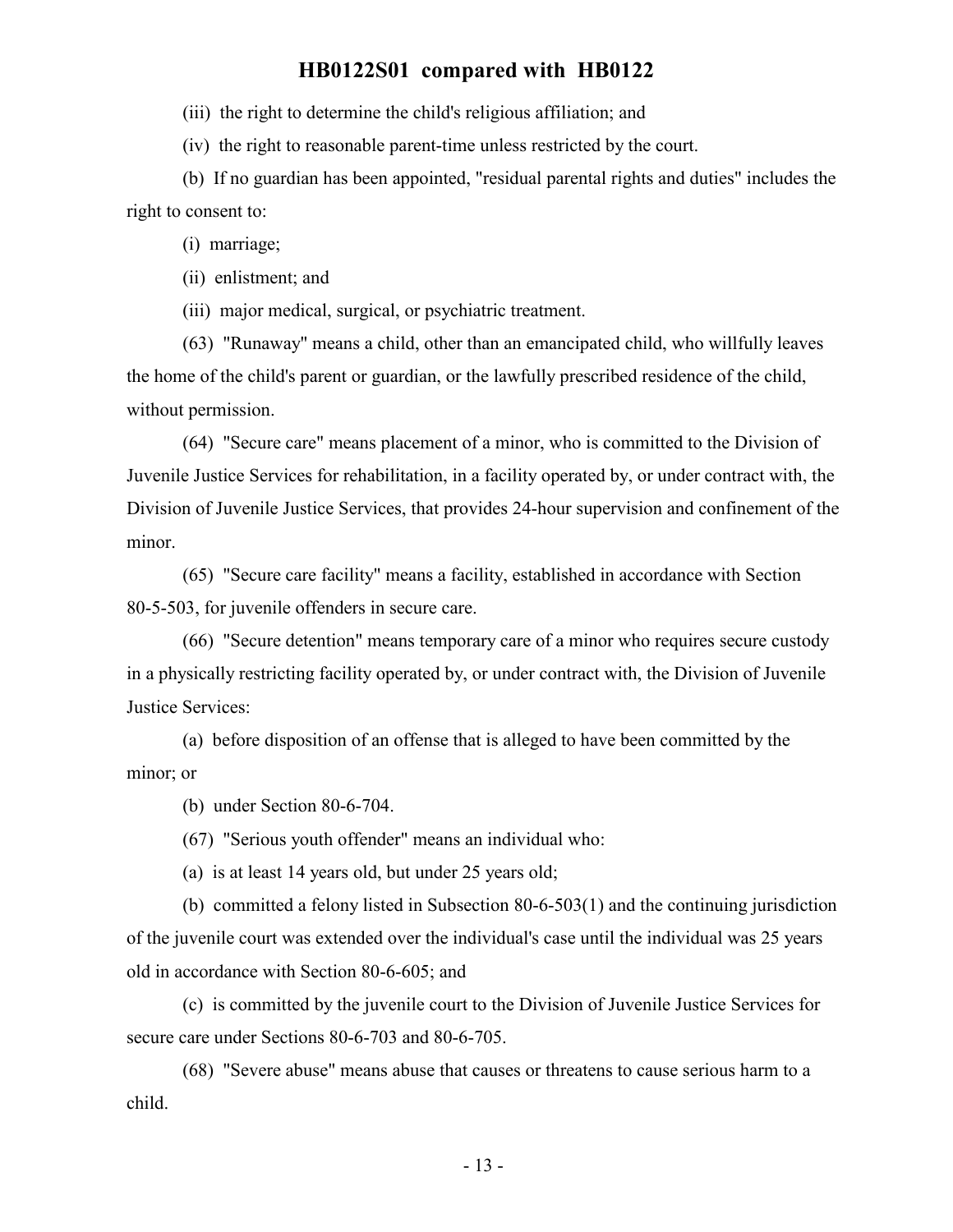(iii) the right to determine the child's religious affiliation; and

(iv) the right to reasonable parent-time unless restricted by the court.

(b) If no guardian has been appointed, "residual parental rights and duties" includes the right to consent to:

(i) marriage;

(ii) enlistment; and

(iii) major medical, surgical, or psychiatric treatment.

(63) "Runaway" means a child, other than an emancipated child, who willfully leaves the home of the child's parent or guardian, or the lawfully prescribed residence of the child, without permission.

(64) "Secure care" means placement of a minor, who is committed to the Division of Juvenile Justice Services for rehabilitation, in a facility operated by, or under contract with, the Division of Juvenile Justice Services, that provides 24-hour supervision and confinement of the minor.

(65) "Secure care facility" means a facility, established in accordance with Section 80-5-503, for juvenile offenders in secure care.

(66) "Secure detention" means temporary care of a minor who requires secure custody in a physically restricting facility operated by, or under contract with, the Division of Juvenile Justice Services:

(a) before disposition of an offense that is alleged to have been committed by the minor; or

(b) under Section 80-6-704.

(67) "Serious youth offender" means an individual who:

(a) is at least 14 years old, but under 25 years old;

(b) committed a felony listed in Subsection 80-6-503(1) and the continuing jurisdiction of the juvenile court was extended over the individual's case until the individual was 25 years old in accordance with Section 80-6-605; and

(c) is committed by the juvenile court to the Division of Juvenile Justice Services for secure care under Sections 80-6-703 and 80-6-705.

(68) "Severe abuse" means abuse that causes or threatens to cause serious harm to a child.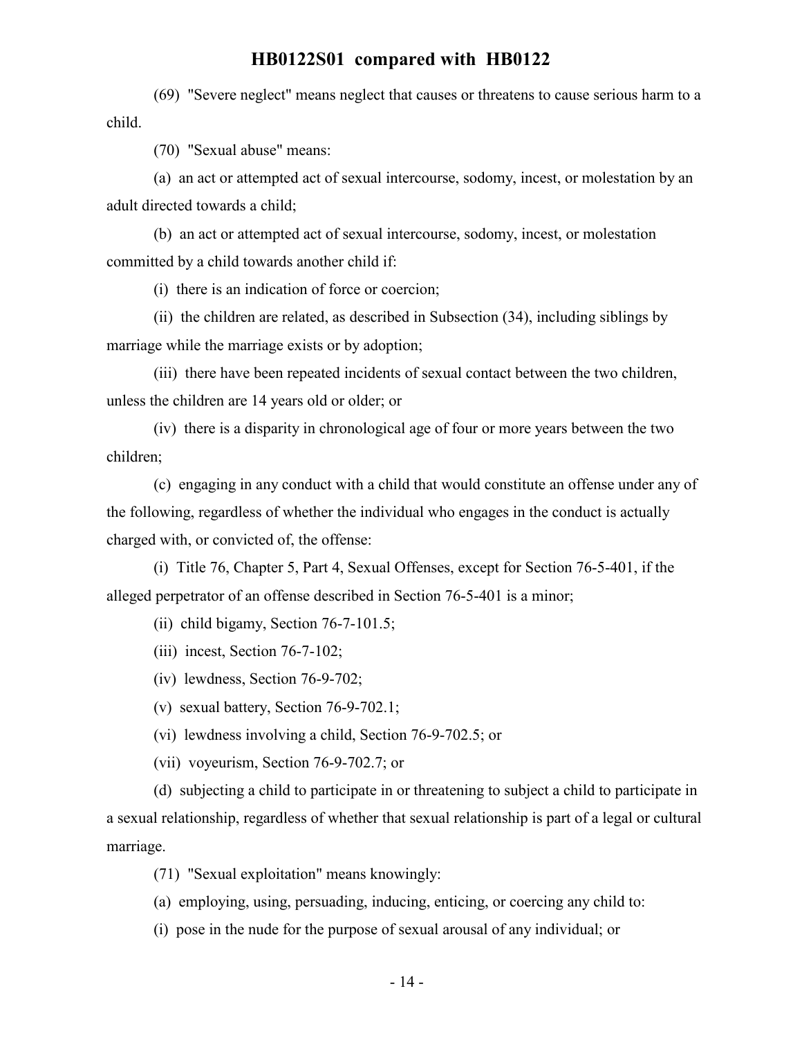(69) "Severe neglect" means neglect that causes or threatens to cause serious harm to a child.

(70) "Sexual abuse" means:

(a) an act or attempted act of sexual intercourse, sodomy, incest, or molestation by an adult directed towards a child;

(b) an act or attempted act of sexual intercourse, sodomy, incest, or molestation committed by a child towards another child if:

(i) there is an indication of force or coercion;

(ii) the children are related, as described in Subsection (34), including siblings by marriage while the marriage exists or by adoption;

(iii) there have been repeated incidents of sexual contact between the two children, unless the children are 14 years old or older; or

(iv) there is a disparity in chronological age of four or more years between the two children;

(c) engaging in any conduct with a child that would constitute an offense under any of the following, regardless of whether the individual who engages in the conduct is actually charged with, or convicted of, the offense:

(i) Title 76, Chapter 5, Part 4, Sexual Offenses, except for Section 76-5-401, if the alleged perpetrator of an offense described in Section 76-5-401 is a minor;

(ii) child bigamy, Section 76-7-101.5;

(iii) incest, Section 76-7-102;

(iv) lewdness, Section 76-9-702;

(v) sexual battery, Section 76-9-702.1;

(vi) lewdness involving a child, Section 76-9-702.5; or

(vii) voyeurism, Section 76-9-702.7; or

(d) subjecting a child to participate in or threatening to subject a child to participate in a sexual relationship, regardless of whether that sexual relationship is part of a legal or cultural marriage.

(71) "Sexual exploitation" means knowingly:

(a) employing, using, persuading, inducing, enticing, or coercing any child to:

(i) pose in the nude for the purpose of sexual arousal of any individual; or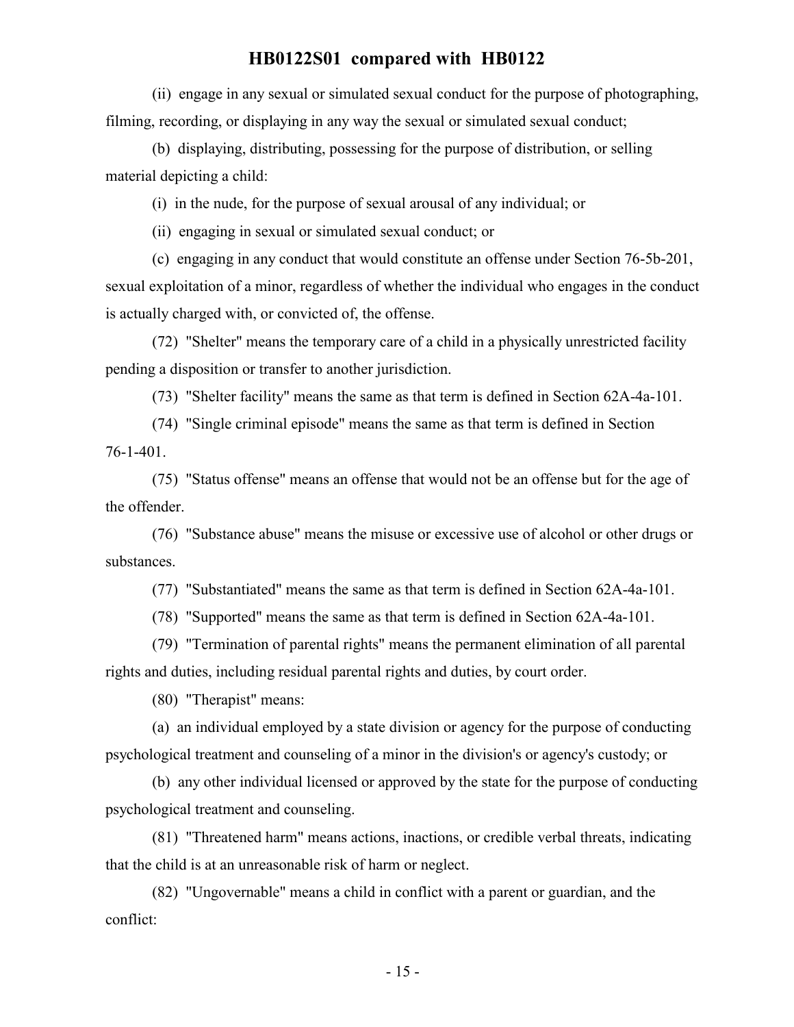(ii) engage in any sexual or simulated sexual conduct for the purpose of photographing, filming, recording, or displaying in any way the sexual or simulated sexual conduct;

(b) displaying, distributing, possessing for the purpose of distribution, or selling material depicting a child:

(i) in the nude, for the purpose of sexual arousal of any individual; or

(ii) engaging in sexual or simulated sexual conduct; or

(c) engaging in any conduct that would constitute an offense under Section 76-5b-201, sexual exploitation of a minor, regardless of whether the individual who engages in the conduct is actually charged with, or convicted of, the offense.

(72) "Shelter" means the temporary care of a child in a physically unrestricted facility pending a disposition or transfer to another jurisdiction.

(73) "Shelter facility" means the same as that term is defined in Section 62A-4a-101.

(74) "Single criminal episode" means the same as that term is defined in Section 76-1-401.

(75) "Status offense" means an offense that would not be an offense but for the age of the offender.

(76) "Substance abuse" means the misuse or excessive use of alcohol or other drugs or substances.

(77) "Substantiated" means the same as that term is defined in Section 62A-4a-101.

(78) "Supported" means the same as that term is defined in Section 62A-4a-101.

(79) "Termination of parental rights" means the permanent elimination of all parental rights and duties, including residual parental rights and duties, by court order.

(80) "Therapist" means:

(a) an individual employed by a state division or agency for the purpose of conducting psychological treatment and counseling of a minor in the division's or agency's custody; or

(b) any other individual licensed or approved by the state for the purpose of conducting psychological treatment and counseling.

(81) "Threatened harm" means actions, inactions, or credible verbal threats, indicating that the child is at an unreasonable risk of harm or neglect.

(82) "Ungovernable" means a child in conflict with a parent or guardian, and the conflict: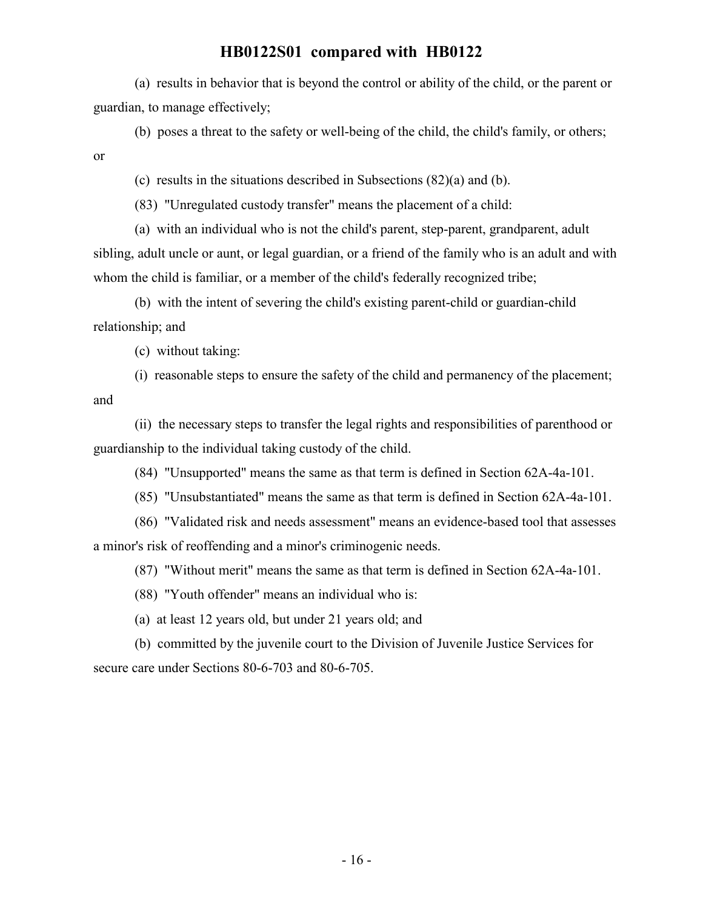(a) results in behavior that is beyond the control or ability of the child, or the parent or guardian, to manage effectively;

(b) poses a threat to the safety or well-being of the child, the child's family, or others; or

(c) results in the situations described in Subsections (82)(a) and (b).

(83) "Unregulated custody transfer" means the placement of a child:

(a) with an individual who is not the child's parent, step-parent, grandparent, adult sibling, adult uncle or aunt, or legal guardian, or a friend of the family who is an adult and with whom the child is familiar, or a member of the child's federally recognized tribe;

(b) with the intent of severing the child's existing parent-child or guardian-child relationship; and

(c) without taking:

(i) reasonable steps to ensure the safety of the child and permanency of the placement; and

(ii) the necessary steps to transfer the legal rights and responsibilities of parenthood or guardianship to the individual taking custody of the child.

(84) "Unsupported" means the same as that term is defined in Section 62A-4a-101.

(85) "Unsubstantiated" means the same as that term is defined in Section 62A-4a-101.

(86) "Validated risk and needs assessment" means an evidence-based tool that assesses a minor's risk of reoffending and a minor's criminogenic needs.

(87) "Without merit" means the same as that term is defined in Section 62A-4a-101.

(88) "Youth offender" means an individual who is:

(a) at least 12 years old, but under 21 years old; and

(b) committed by the juvenile court to the Division of Juvenile Justice Services for secure care under Sections 80-6-703 and 80-6-705.